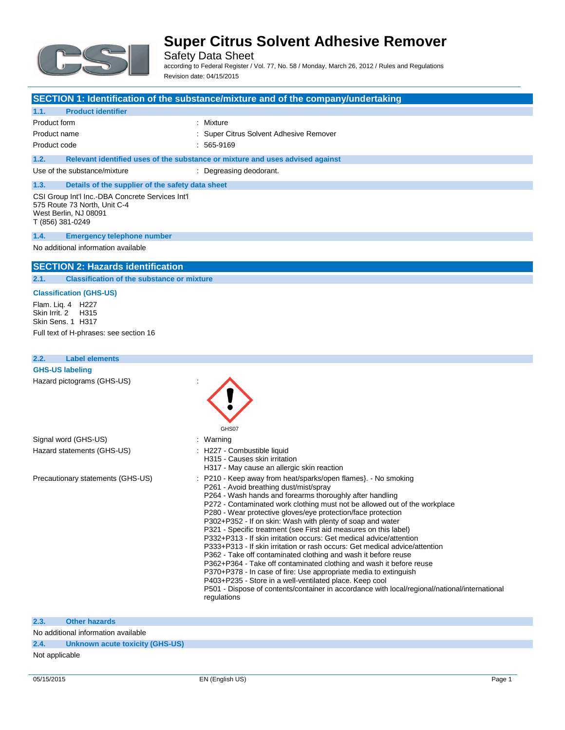# Super Citrus Solvent Adhesive Remover

Safety Data Sheet

according to Federal Register / Vol. 77, No. 58 / Monday, March 26, 2012 / Rules and Regulations

Revision date: 04/15/2015

## SECTION 1: Identification of the substance/mixture and of the company/undertaking

### 1.1. Product identifier

| | |
|---|---|
| Product form | : Mixture |
| Product name | : Super Citrus Solvent Adhesive Remover |
| Product code | : 565-9169 |

### 1.2. Relevant identified uses of the substance or mixture and uses advised against

| | |
|---|---|
| Use of the substance/mixture | : Degreasing deodorant. |

### 1.3. Details of the supplier of the safety data sheet

CSI Group Int'l Inc.-DBA Concrete Services Int'l
575 Route 73 North, Unit C-4
West Berlin, NJ 08091
T (856) 381-0249

### 1.4. Emergency telephone number

No additional information available

## SECTION 2: Hazards identification

### 2.1. Classification of the substance or mixture

**Classification (GHS-US)**

Flam. Liq. 4 H227
Skin Irrit. 2 H315
Skin Sens. 1 H317

Full text of H-phrases: see section 16

### 2.2. Label elements

**GHS-US labeling**

Hazard pictograms (GHS-US) :

GHS07

Signal word (GHS-US) : Warning

Hazard statements (GHS-US) :
- H227 - Combustible liquid
- H315 - Causes skin irritation
- H317 - May cause an allergic skin reaction

Precautionary statements (GHS-US) :
- P210 - Keep away from heat/sparks/open flames}. - No smoking
- P261 - Avoid breathing dust/mist/spray
- P264 - Wash hands and forearms thoroughly after handling
- P272 - Contaminated work clothing must not be allowed out of the workplace
- P280 - Wear protective gloves/eye protection/face protection
- P302+P352 - If on skin: Wash with plenty of soap and water
- P321 - Specific treatment (see First aid measures on this label)
- P332+P313 - If skin irritation occurs: Get medical advice/attention
- P333+P313 - If skin irritation or rash occurs: Get medical advice/attention
- P362 - Take off contaminated clothing and wash it before reuse
- P362+P364 - Take off contaminated clothing and wash it before reuse
- P370+P378 - In case of fire: Use appropriate media to extinguish
- P403+P235 - Store in a well-ventilated place. Keep cool
- P501 - Dispose of contents/container in accordance with local/regional/national/international regulations

### 2.3. Other hazards

No additional information available

### 2.4. Unknown acute toxicity (GHS-US)

Not applicable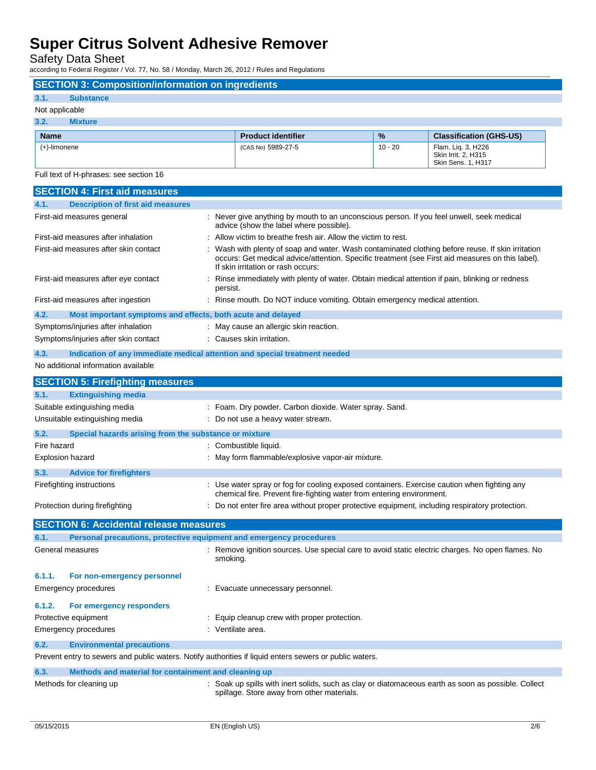## SECTION 3: Composition/information on ingredients

### 3.1. Substance

Not applicable

### 3.2. Mixture

| Name | Product identifier | % | Classification (GHS-US) |
|---|---|---|---|
| (+)-limonene | (CAS No) 5989-27-5 | 10 - 20 | Flam. Liq. 3, H226<br>Skin Irrit. 2, H315<br>Skin Sens. 1, H317 |

Full text of H-phrases: see section 16

## SECTION 4: First aid measures

### 4.1. Description of first aid measures

First-aid measures general : Never give anything by mouth to an unconscious person. If you feel unwell, seek medical advice (show the label where possible).

First-aid measures after inhalation : Allow victim to breathe fresh air. Allow the victim to rest.

First-aid measures after skin contact : Wash with plenty of soap and water. Wash contaminated clothing before reuse. If skin irritation occurs: Get medical advice/attention. Specific treatment (see First aid measures on this label). If skin irritation or rash occurs:

First-aid measures after eye contact : Rinse immediately with plenty of water. Obtain medical attention if pain, blinking or redness persist.

First-aid measures after ingestion : Rinse mouth. Do NOT induce vomiting. Obtain emergency medical attention.

### 4.2. Most important symptoms and effects, both acute and delayed

Symptoms/injuries after inhalation : May cause an allergic skin reaction.

Symptoms/injuries after skin contact : Causes skin irritation.

### 4.3. Indication of any immediate medical attention and special treatment needed

No additional information available

## SECTION 5: Firefighting measures

### 5.1. Extinguishing media

Suitable extinguishing media : Foam. Dry powder. Carbon dioxide. Water spray. Sand.

Unsuitable extinguishing media : Do not use a heavy water stream.

### 5.2. Special hazards arising from the substance or mixture

Fire hazard : Combustible liquid.

Explosion hazard : May form flammable/explosive vapor-air mixture.

### 5.3. Advice for firefighters

Firefighting instructions : Use water spray or fog for cooling exposed containers. Exercise caution when fighting any chemical fire. Prevent fire-fighting water from entering environment.

Protection during firefighting : Do not enter fire area without proper protective equipment, including respiratory protection.

## SECTION 6: Accidental release measures

### 6.1. Personal precautions, protective equipment and emergency procedures

General measures : Remove ignition sources. Use special care to avoid static electric charges. No open flames. No smoking.

#### 6.1.1. For non-emergency personnel

Emergency procedures : Evacuate unnecessary personnel.

#### 6.1.2. For emergency responders

Protective equipment : Equip cleanup crew with proper protection.

Emergency procedures : Ventilate area.

### 6.2. Environmental precautions

Prevent entry to sewers and public waters. Notify authorities if liquid enters sewers or public waters.

### 6.3. Methods and material for containment and cleaning up

Methods for cleaning up : Soak up spills with inert solids, such as clay or diatomaceous earth as soon as possible. Collect spillage. Store away from other materials.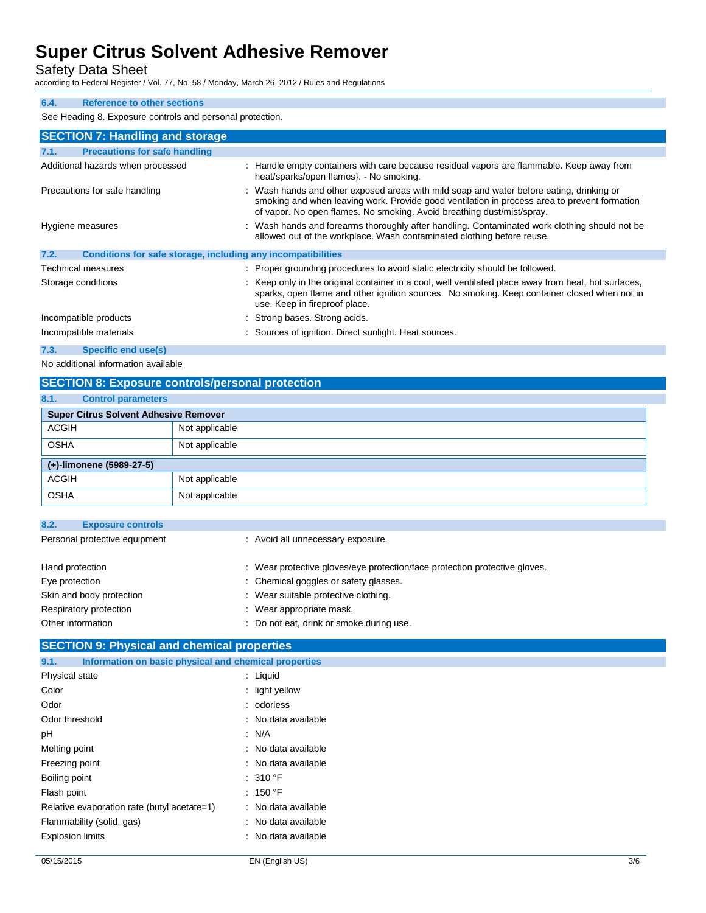### 6.4. Reference to other sections

See Heading 8. Exposure controls and personal protection.

## SECTION 7: Handling and storage

### 7.1. Precautions for safe handling

| | |
|---|---|
| Additional hazards when processed | : Handle empty containers with care because residual vapors are flammable. Keep away from heat/sparks/open flames}. - No smoking. |
| Precautions for safe handling | : Wash hands and other exposed areas with mild soap and water before eating, drinking or smoking and when leaving work. Provide good ventilation in process area to prevent formation of vapor. No open flames. No smoking. Avoid breathing dust/mist/spray. |
| Hygiene measures | : Wash hands and forearms thoroughly after handling. Contaminated work clothing should not be allowed out of the workplace. Wash contaminated clothing before reuse. |

### 7.2. Conditions for safe storage, including any incompatibilities

| | |
|---|---|
| Technical measures | : Proper grounding procedures to avoid static electricity should be followed. |
| Storage conditions | : Keep only in the original container in a cool, well ventilated place away from heat, hot surfaces, sparks, open flame and other ignition sources. No smoking. Keep container closed when not in use. Keep in fireproof place. |
| Incompatible products | : Strong bases. Strong acids. |
| Incompatible materials | : Sources of ignition. Direct sunlight. Heat sources. |

### 7.3. Specific end use(s)

No additional information available

## SECTION 8: Exposure controls/personal protection

### 8.1. Control parameters

| **Super Citrus Solvent Adhesive Remover** | |
|---|---|
| ACGIH | Not applicable |
| OSHA | Not applicable |

| **(+)-limonene (5989-27-5)** | |
|---|---|
| ACGIH | Not applicable |
| OSHA | Not applicable |

### 8.2. Exposure controls

| | |
|---|---|
| Personal protective equipment | : Avoid all unnecessary exposure. |
| Hand protection | : Wear protective gloves/eye protection/face protection protective gloves. |
| Eye protection | : Chemical goggles or safety glasses. |
| Skin and body protection | : Wear suitable protective clothing. |
| Respiratory protection | : Wear appropriate mask. |
| Other information | : Do not eat, drink or smoke during use. |

## SECTION 9: Physical and chemical properties

### 9.1. Information on basic physical and chemical properties

| | |
|---|---|
| Physical state | : Liquid |
| Color | : light yellow |
| Odor | : odorless |
| Odor threshold | : No data available |
| pH | : N/A |
| Melting point | : No data available |
| Freezing point | : No data available |
| Boiling point | : 310 °F |
| Flash point | : 150 °F |
| Relative evaporation rate (butyl acetate=1) | : No data available |
| Flammability (solid, gas) | : No data available |
| Explosion limits | : No data available |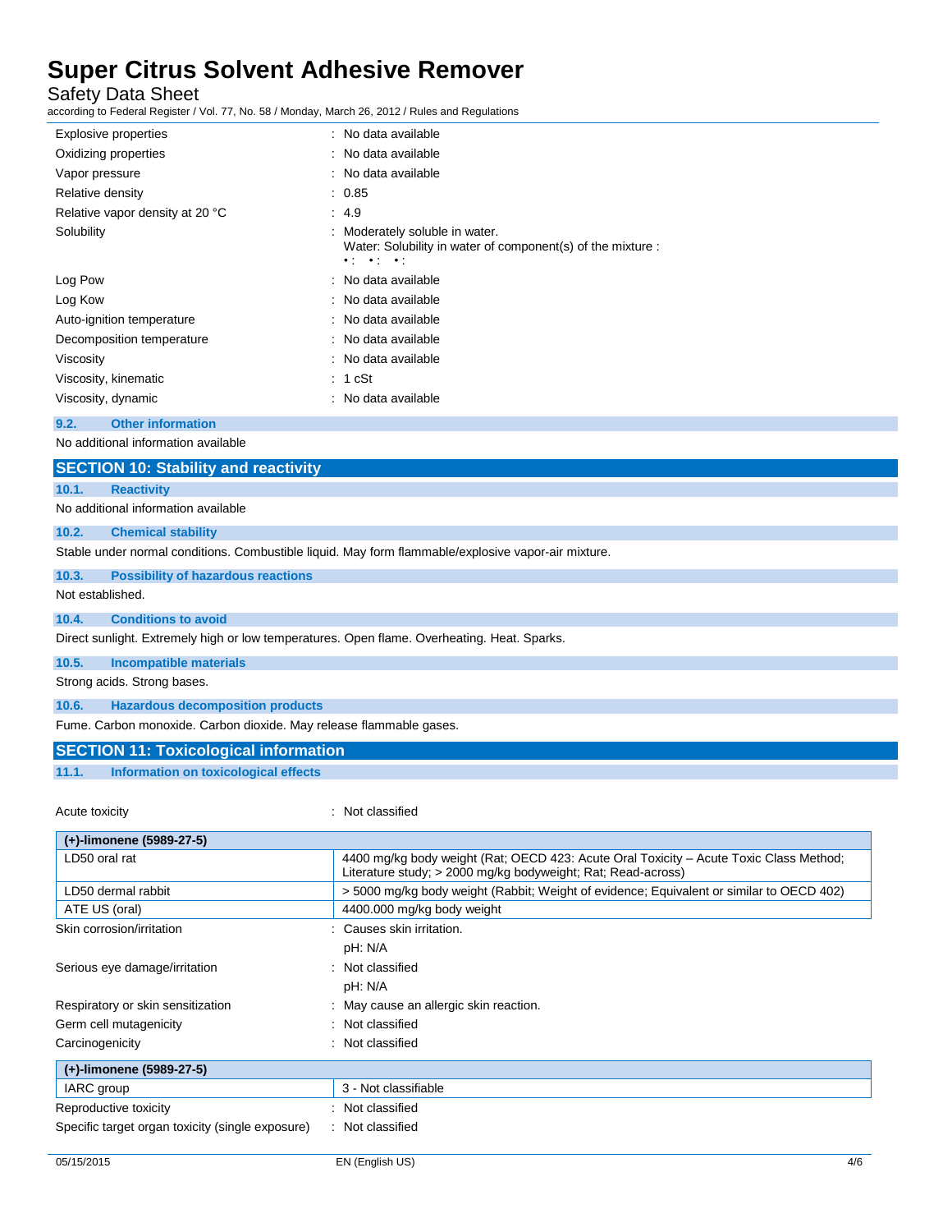| | |
|---|---|
| Explosive properties | : No data available |
| Oxidizing properties | : No data available |
| Vapor pressure | : No data available |
| Relative density | : 0.85 |
| Relative vapor density at 20 °C | : 4.9 |
| Solubility | : Moderately soluble in water. Water: Solubility in water of component(s) of the mixture : • : • : • : |
| Log Pow | : No data available |
| Log Kow | : No data available |
| Auto-ignition temperature | : No data available |
| Decomposition temperature | : No data available |
| Viscosity | : No data available |
| Viscosity, kinematic | : 1 cSt |
| Viscosity, dynamic | : No data available |

### 9.2. Other information

No additional information available

## SECTION 10: Stability and reactivity

### 10.1. Reactivity

No additional information available

### 10.2. Chemical stability

Stable under normal conditions. Combustible liquid. May form flammable/explosive vapor-air mixture.

### 10.3. Possibility of hazardous reactions

Not established.

### 10.4. Conditions to avoid

Direct sunlight. Extremely high or low temperatures. Open flame. Overheating. Heat. Sparks.

### 10.5. Incompatible materials

Strong acids. Strong bases.

### 10.6. Hazardous decomposition products

Fume. Carbon monoxide. Carbon dioxide. May release flammable gases.

## SECTION 11: Toxicological information

### 11.1. Information on toxicological effects

Acute toxicity : Not classified

| (+)-limonene (5989-27-5) | |
|---|---|
| LD50 oral rat | 4400 mg/kg body weight (Rat; OECD 423: Acute Oral Toxicity – Acute Toxic Class Method; Literature study; > 2000 mg/kg bodyweight; Rat; Read-across) |
| LD50 dermal rabbit | > 5000 mg/kg body weight (Rabbit; Weight of evidence; Equivalent or similar to OECD 402) |
| ATE US (oral) | 4400.000 mg/kg body weight |

| | |
|---|---|
| Skin corrosion/irritation | : Causes skin irritation. pH: N/A |
| Serious eye damage/irritation | : Not classified pH: N/A |
| Respiratory or skin sensitization | : May cause an allergic skin reaction. |
| Germ cell mutagenicity | : Not classified |
| Carcinogenicity | : Not classified |

| (+)-limonene (5989-27-5) | |
|---|---|
| IARC group | 3 - Not classifiable |

| | |
|---|---|
| Reproductive toxicity | : Not classified |
| Specific target organ toxicity (single exposure) | : Not classified |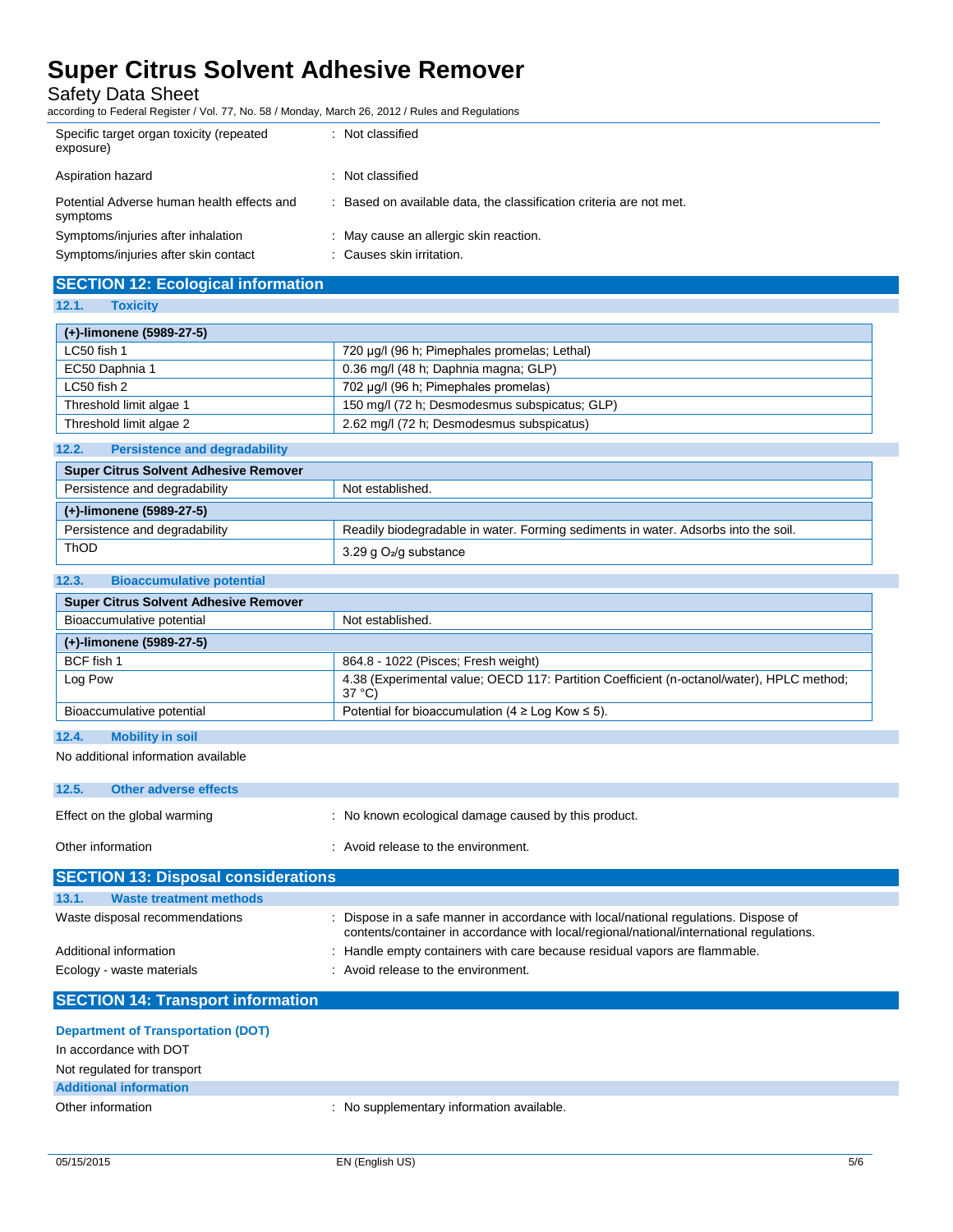| | |
|---|---|
| Specific target organ toxicity (repeated exposure) | : Not classified |
| Aspiration hazard | : Not classified |
| Potential Adverse human health effects and symptoms | : Based on available data, the classification criteria are not met. |
| Symptoms/injuries after inhalation | : May cause an allergic skin reaction. |
| Symptoms/injuries after skin contact | : Causes skin irritation. |

## SECTION 12: Ecological information

### 12.1. Toxicity

| (+)-limonene (5989-27-5) | |
|---|---|
| LC50 fish 1 | 720 µg/l (96 h; Pimephales promelas; Lethal) |
| EC50 Daphnia 1 | 0.36 mg/l (48 h; Daphnia magna; GLP) |
| LC50 fish 2 | 702 µg/l (96 h; Pimephales promelas) |
| Threshold limit algae 1 | 150 mg/l (72 h; Desmodesmus subspicatus; GLP) |
| Threshold limit algae 2 | 2.62 mg/l (72 h; Desmodesmus subspicatus) |

### 12.2. Persistence and degradability

| Super Citrus Solvent Adhesive Remover | |
|---|---|
| Persistence and degradability | Not established. |
| **(+)-limonene (5989-27-5)** | |
| Persistence and degradability | Readily biodegradable in water. Forming sediments in water. Adsorbs into the soil. |
| ThOD | 3.29 g $O_2$/g substance |

### 12.3. Bioaccumulative potential

| Super Citrus Solvent Adhesive Remover | |
|---|---|
| Bioaccumulative potential | Not established. |
| **(+)-limonene (5989-27-5)** | |
| BCF fish 1 | 864.8 - 1022 (Pisces; Fresh weight) |
| Log Pow | 4.38 (Experimental value; OECD 117: Partition Coefficient (n-octanol/water), HPLC method; 37 °C) |
| Bioaccumulative potential | Potential for bioaccumulation (4 ≥ Log Kow ≤ 5). |

### 12.4. Mobility in soil

No additional information available

### 12.5. Other adverse effects

| | |
|---|---|
| Effect on the global warming | : No known ecological damage caused by this product. |
| Other information | : Avoid release to the environment. |

## SECTION 13: Disposal considerations

### 13.1. Waste treatment methods

| | |
|---|---|
| Waste disposal recommendations | : Dispose in a safe manner in accordance with local/national regulations. Dispose of contents/container in accordance with local/regional/national/international regulations. |
| Additional information | : Handle empty containers with care because residual vapors are flammable. |
| Ecology - waste materials | : Avoid release to the environment. |

## SECTION 14: Transport information

**Department of Transportation (DOT)**

In accordance with DOT

Not regulated for transport

**Additional information**

| | |
|---|---|
| Other information | : No supplementary information available. |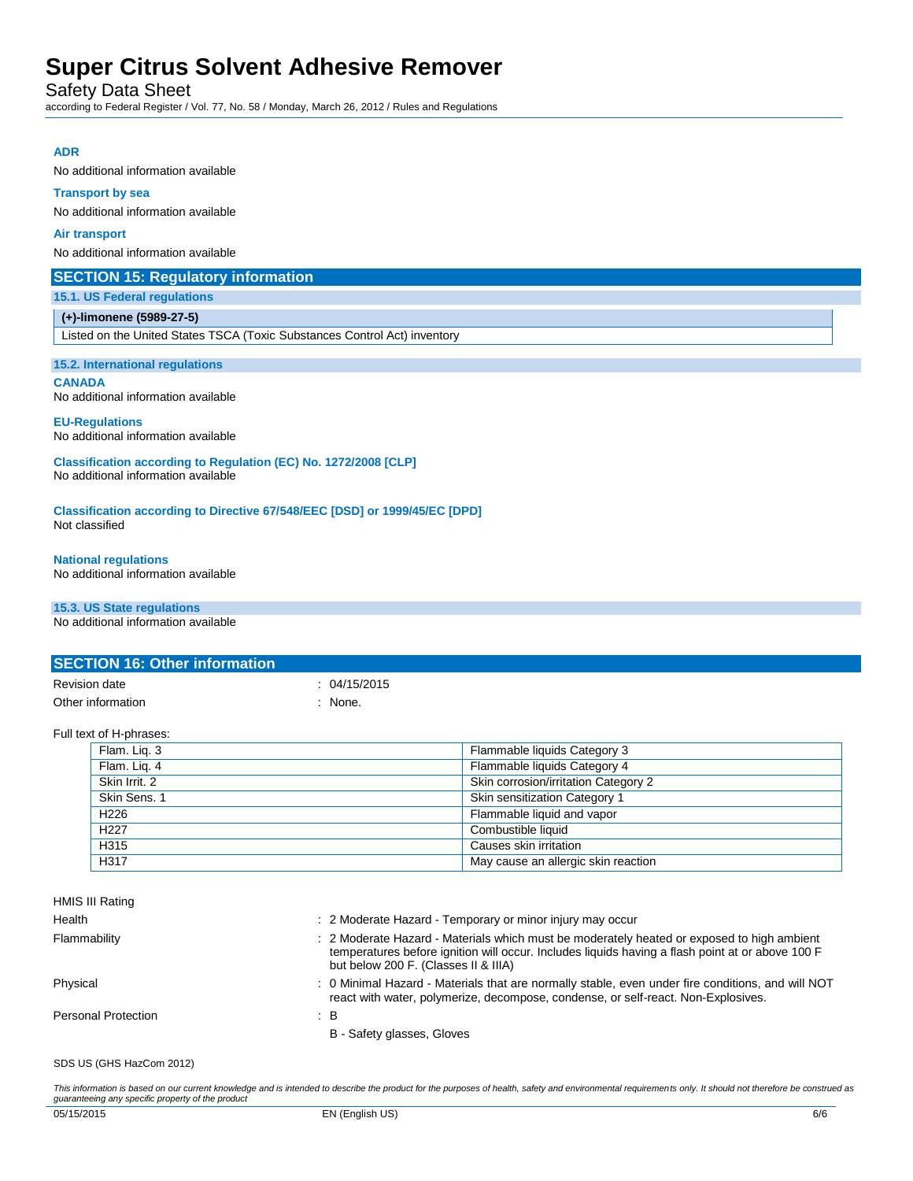#### ADR

No additional information available

#### Transport by sea

No additional information available

#### Air transport

No additional information available

## SECTION 15: Regulatory information

### 15.1. US Federal regulations

| (+)-limonene (5989-27-5) |
|---|
| Listed on the United States TSCA (Toxic Substances Control Act) inventory |

### 15.2. International regulations

#### CANADA

No additional information available

#### EU-Regulations

No additional information available

#### Classification according to Regulation (EC) No. 1272/2008 [CLP]

No additional information available

#### Classification according to Directive 67/548/EEC [DSD] or 1999/45/EC [DPD]

Not classified

#### National regulations

No additional information available

### 15.3. US State regulations

No additional information available

## SECTION 16: Other information

Revision date : 04/15/2015

Other information : None.

Full text of H-phrases:

| | |
|---|---|
| Flam. Liq. 3 | Flammable liquids Category 3 |
| Flam. Liq. 4 | Flammable liquids Category 4 |
| Skin Irrit. 2 | Skin corrosion/irritation Category 2 |
| Skin Sens. 1 | Skin sensitization Category 1 |
| H226 | Flammable liquid and vapor |
| H227 | Combustible liquid |
| H315 | Causes skin irritation |
| H317 | May cause an allergic skin reaction |

HMIS III Rating

Health : 2 Moderate Hazard - Temporary or minor injury may occur

Flammability : 2 Moderate Hazard - Materials which must be moderately heated or exposed to high ambient temperatures before ignition will occur. Includes liquids having a flash point at or above 100 F but below 200 F. (Classes II & IIIA)

Physical : 0 Minimal Hazard - Materials that are normally stable, even under fire conditions, and will NOT react with water, polymerize, decompose, condense, or self-react. Non-Explosives.

Personal Protection : B

B - Safety glasses, Gloves

SDS US (GHS HazCom 2012)

*This information is based on our current knowledge and is intended to describe the product for the purposes of health, safety and environmental requirements only. It should not therefore be construed as guaranteeing any specific property of the product*